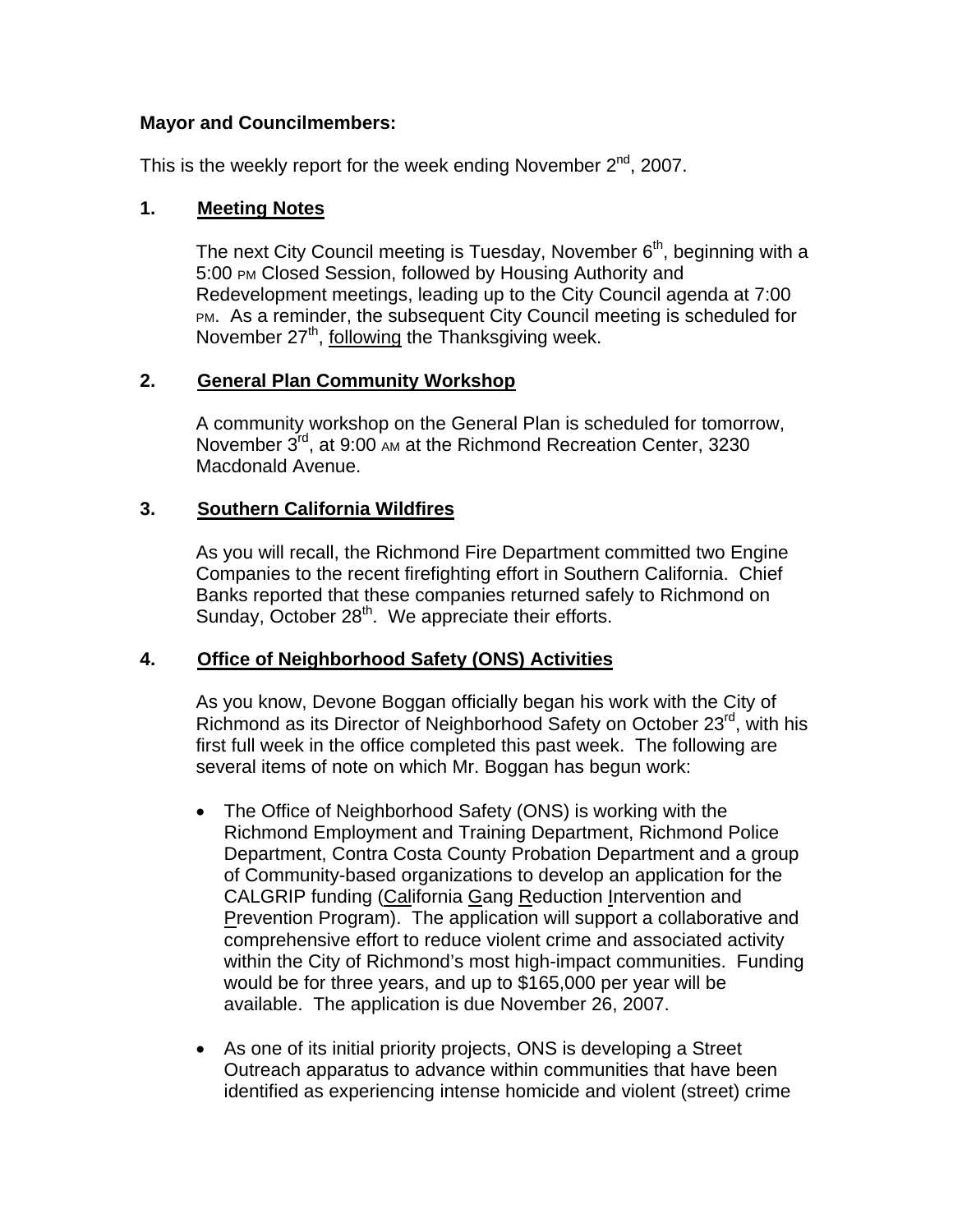**Mayor and Councilmembers:**

This is the weekly report for the week ending November 2nd, 2007.

## 1. Meeting Notes

The next City Council meeting is Tuesday, November 6th, beginning with a 5:00 PM Closed Session, followed by Housing Authority and Redevelopment meetings, leading up to the City Council agenda at 7:00 PM. As a reminder, the subsequent City Council meeting is scheduled for November 27th, following the Thanksgiving week.

## 2. General Plan Community Workshop

A community workshop on the General Plan is scheduled for tomorrow, November 3rd, at 9:00 AM at the Richmond Recreation Center, 3230 Macdonald Avenue.

## 3. Southern California Wildfires

As you will recall, the Richmond Fire Department committed two Engine Companies to the recent firefighting effort in Southern California. Chief Banks reported that these companies returned safely to Richmond on Sunday, October 28th. We appreciate their efforts.

## 4. Office of Neighborhood Safety (ONS) Activities

As you know, Devone Boggan officially began his work with the City of Richmond as its Director of Neighborhood Safety on October 23rd, with his first full week in the office completed this past week. The following are several items of note on which Mr. Boggan has begun work:

- The Office of Neighborhood Safety (ONS) is working with the Richmond Employment and Training Department, Richmond Police Department, Contra Costa County Probation Department and a group of Community-based organizations to develop an application for the CALGRIP funding (California Gang Reduction Intervention and Prevention Program). The application will support a collaborative and comprehensive effort to reduce violent crime and associated activity within the City of Richmond's most high-impact communities. Funding would be for three years, and up to $165,000 per year will be available. The application is due November 26, 2007.

- As one of its initial priority projects, ONS is developing a Street Outreach apparatus to advance within communities that have been identified as experiencing intense homicide and violent (street) crime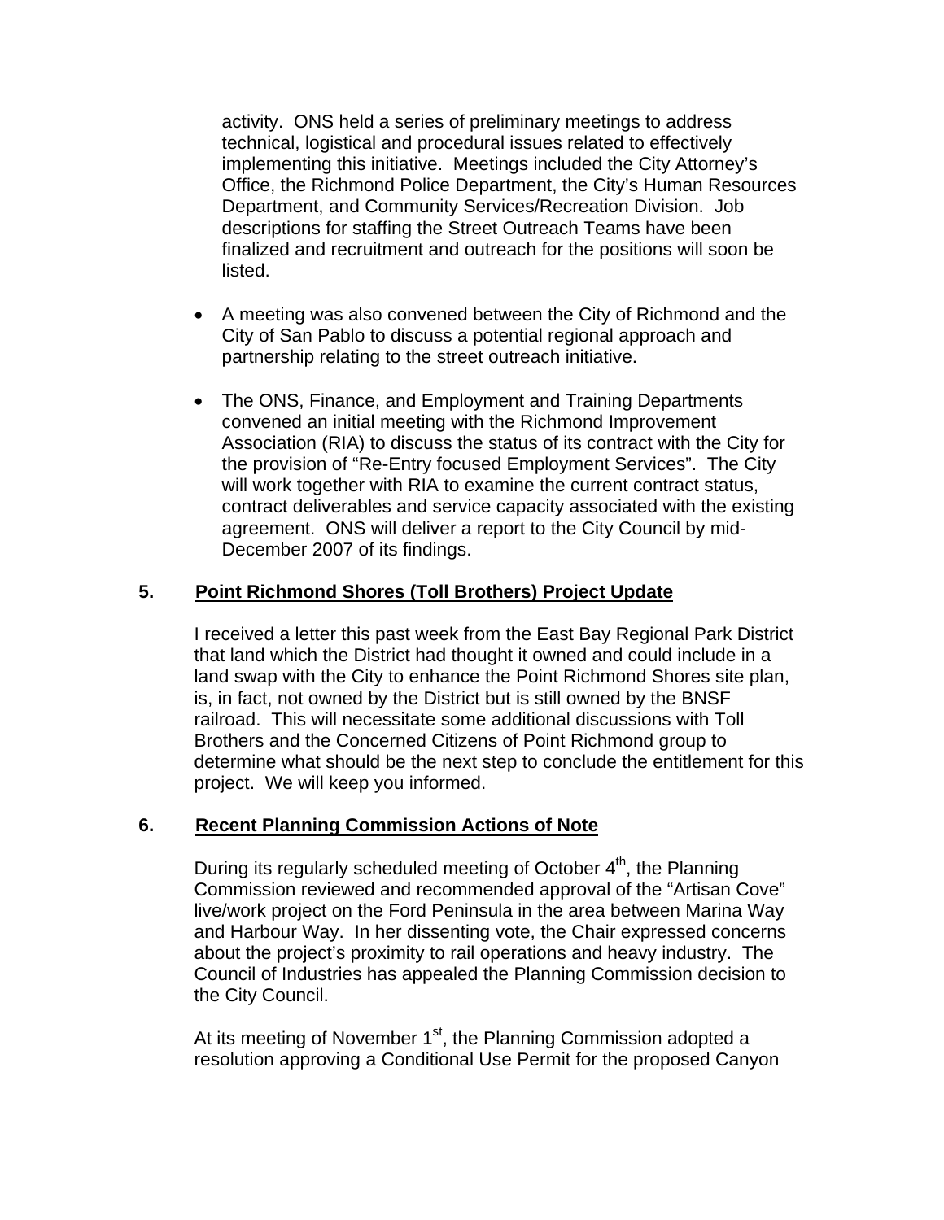activity. ONS held a series of preliminary meetings to address technical, logistical and procedural issues related to effectively implementing this initiative. Meetings included the City Attorney's Office, the Richmond Police Department, the City's Human Resources Department, and Community Services/Recreation Division. Job descriptions for staffing the Street Outreach Teams have been finalized and recruitment and outreach for the positions will soon be listed.

- A meeting was also convened between the City of Richmond and the City of San Pablo to discuss a potential regional approach and partnership relating to the street outreach initiative.

- The ONS, Finance, and Employment and Training Departments convened an initial meeting with the Richmond Improvement Association (RIA) to discuss the status of its contract with the City for the provision of "Re-Entry focused Employment Services". The City will work together with RIA to examine the current contract status, contract deliverables and service capacity associated with the existing agreement. ONS will deliver a report to the City Council by mid-December 2007 of its findings.

## 5. Point Richmond Shores (Toll Brothers) Project Update

I received a letter this past week from the East Bay Regional Park District that land which the District had thought it owned and could include in a land swap with the City to enhance the Point Richmond Shores site plan, is, in fact, not owned by the District but is still owned by the BNSF railroad. This will necessitate some additional discussions with Toll Brothers and the Concerned Citizens of Point Richmond group to determine what should be the next step to conclude the entitlement for this project. We will keep you informed.

## 6. Recent Planning Commission Actions of Note

During its regularly scheduled meeting of October 4th, the Planning Commission reviewed and recommended approval of the "Artisan Cove" live/work project on the Ford Peninsula in the area between Marina Way and Harbour Way. In her dissenting vote, the Chair expressed concerns about the project's proximity to rail operations and heavy industry. The Council of Industries has appealed the Planning Commission decision to the City Council.

At its meeting of November 1st, the Planning Commission adopted a resolution approving a Conditional Use Permit for the proposed Canyon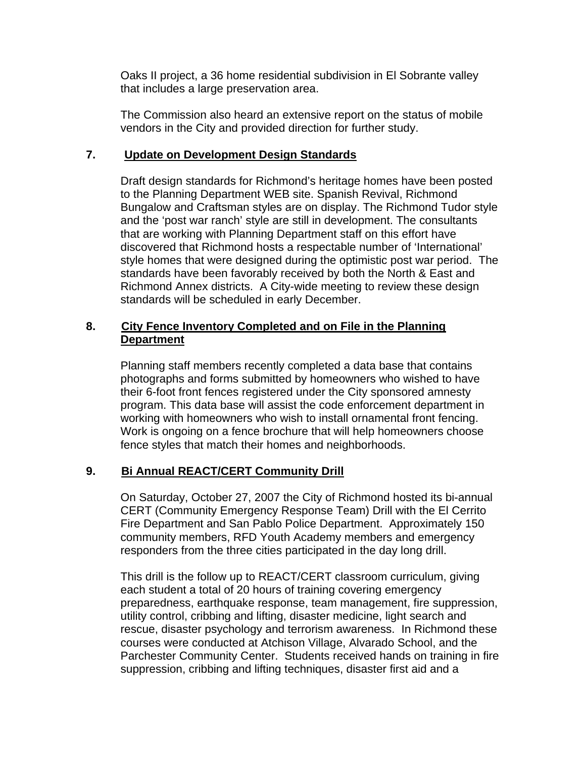Oaks II project, a 36 home residential subdivision in El Sobrante valley that includes a large preservation area.

The Commission also heard an extensive report on the status of mobile vendors in the City and provided direction for further study.

**7. Update on Development Design Standards**

Draft design standards for Richmond's heritage homes have been posted to the Planning Department WEB site. Spanish Revival, Richmond Bungalow and Craftsman styles are on display. The Richmond Tudor style and the 'post war ranch' style are still in development. The consultants that are working with Planning Department staff on this effort have discovered that Richmond hosts a respectable number of 'International' style homes that were designed during the optimistic post war period. The standards have been favorably received by both the North & East and Richmond Annex districts. A City-wide meeting to review these design standards will be scheduled in early December.

**8. City Fence Inventory Completed and on File in the Planning Department**

Planning staff members recently completed a data base that contains photographs and forms submitted by homeowners who wished to have their 6-foot front fences registered under the City sponsored amnesty program. This data base will assist the code enforcement department in working with homeowners who wish to install ornamental front fencing. Work is ongoing on a fence brochure that will help homeowners choose fence styles that match their homes and neighborhoods.

**9. Bi Annual REACT/CERT Community Drill**

On Saturday, October 27, 2007 the City of Richmond hosted its bi-annual CERT (Community Emergency Response Team) Drill with the El Cerrito Fire Department and San Pablo Police Department. Approximately 150 community members, RFD Youth Academy members and emergency responders from the three cities participated in the day long drill.

This drill is the follow up to REACT/CERT classroom curriculum, giving each student a total of 20 hours of training covering emergency preparedness, earthquake response, team management, fire suppression, utility control, cribbing and lifting, disaster medicine, light search and rescue, disaster psychology and terrorism awareness. In Richmond these courses were conducted at Atchison Village, Alvarado School, and the Parchester Community Center. Students received hands on training in fire suppression, cribbing and lifting techniques, disaster first aid and a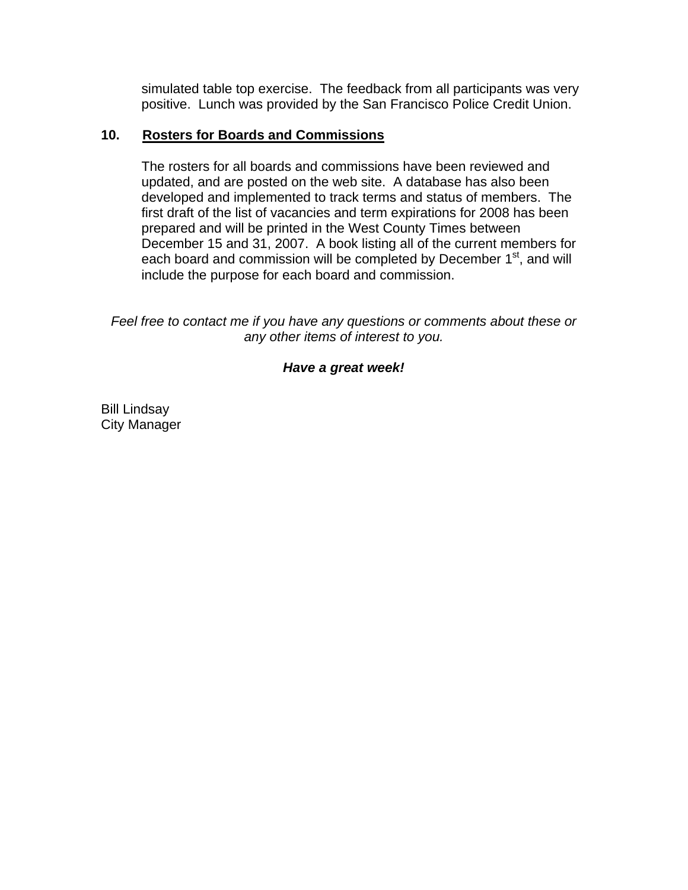simulated table top exercise. The feedback from all participants was very positive. Lunch was provided by the San Francisco Police Credit Union.

## 10. Rosters for Boards and Commissions

The rosters for all boards and commissions have been reviewed and updated, and are posted on the web site. A database has also been developed and implemented to track terms and status of members. The first draft of the list of vacancies and term expirations for 2008 has been prepared and will be printed in the West County Times between December 15 and 31, 2007. A book listing all of the current members for each board and commission will be completed by December 1st, and will include the purpose for each board and commission.

*Feel free to contact me if you have any questions or comments about these or any other items of interest to you.*

***Have a great week!***

Bill Lindsay
City Manager